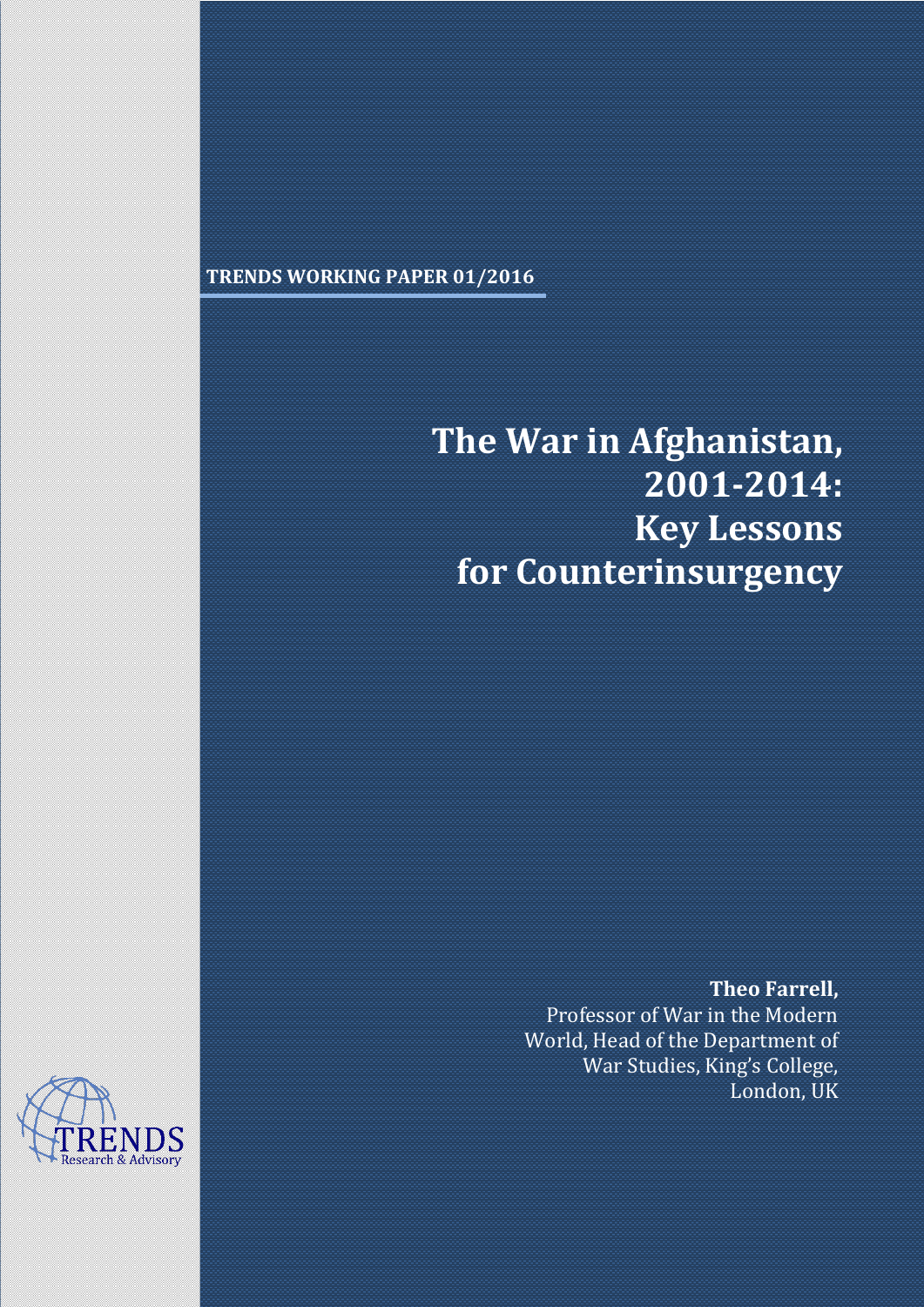**TRENDS WORKING PAPER 01/2016**

# The War in Afghanistan, 2001-2014: Key Lessons for Counterinsurgency

**Theo Farrell,**
Professor of War in the Modern World, Head of the Department of War Studies, King's College, London, UK

TRENDS Research & Advisory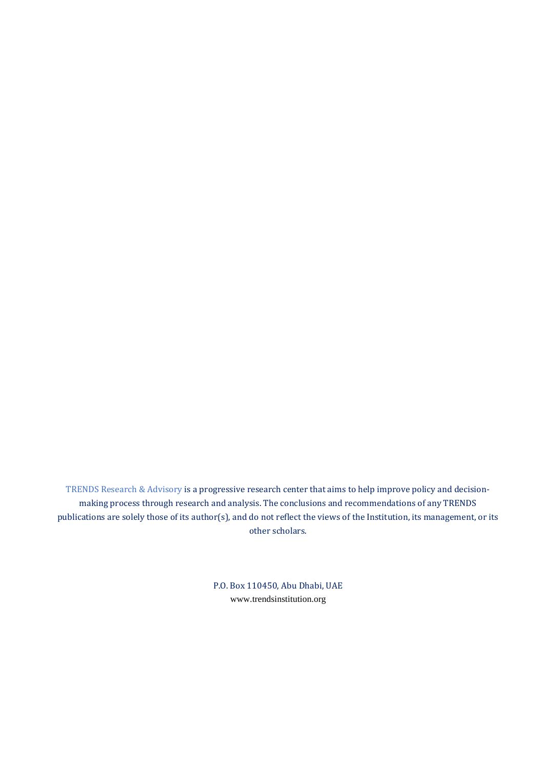TRENDS Research & Advisory is a progressive research center that aims to help improve policy and decision-making process through research and analysis. The conclusions and recommendations of any TRENDS publications are solely those of its author(s), and do not reflect the views of the Institution, its management, or its other scholars.

P.O. Box 110450, Abu Dhabi, UAE
www.trendsinstitution.org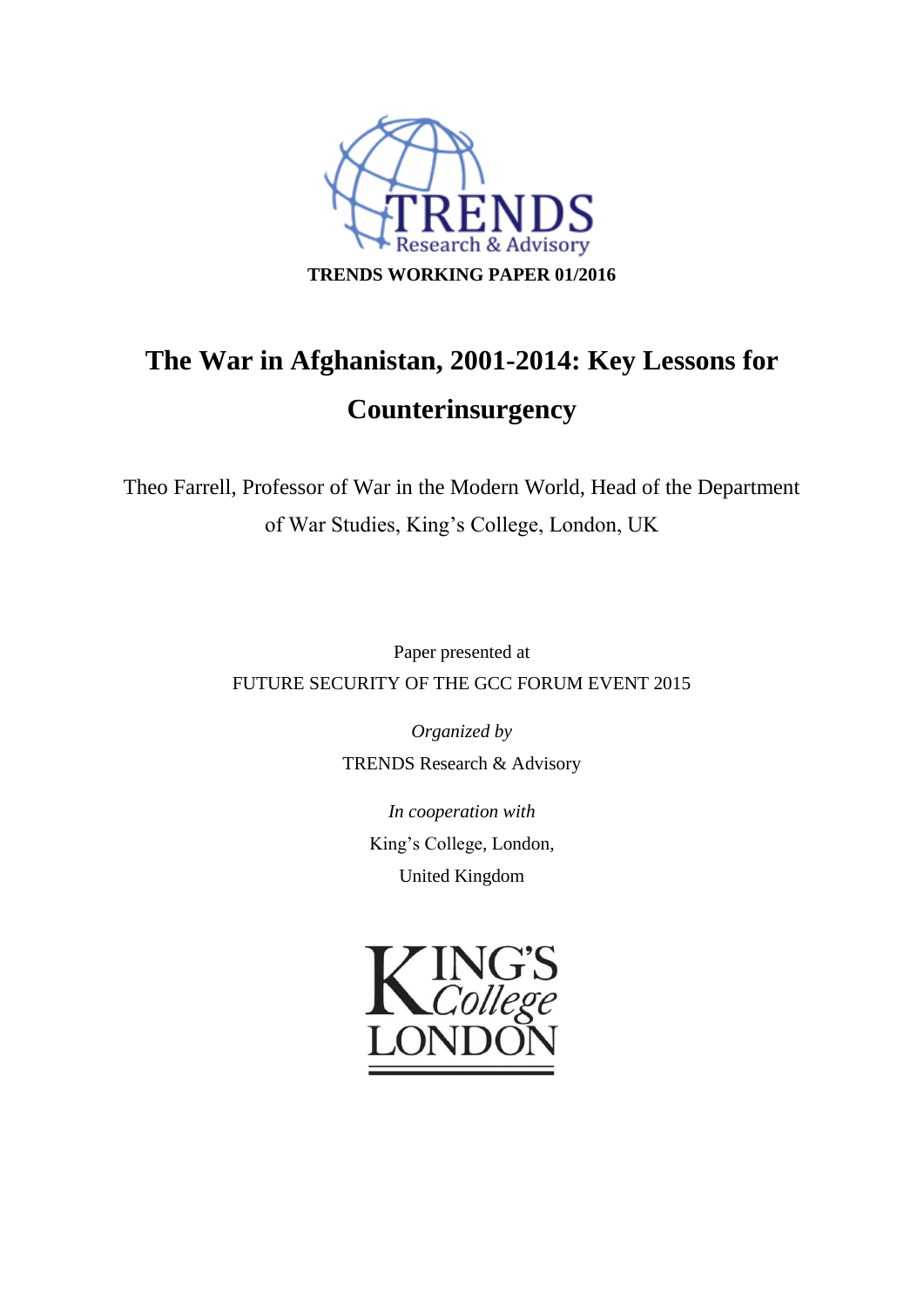**TRENDS WORKING PAPER 01/2016**

# The War in Afghanistan, 2001-2014: Key Lessons for Counterinsurgency

Theo Farrell, Professor of War in the Modern World, Head of the Department of War Studies, King's College, London, UK

Paper presented at
FUTURE SECURITY OF THE GCC FORUM EVENT 2015

*Organized by*
TRENDS Research & Advisory

*In cooperation with*
King's College, London,
United Kingdom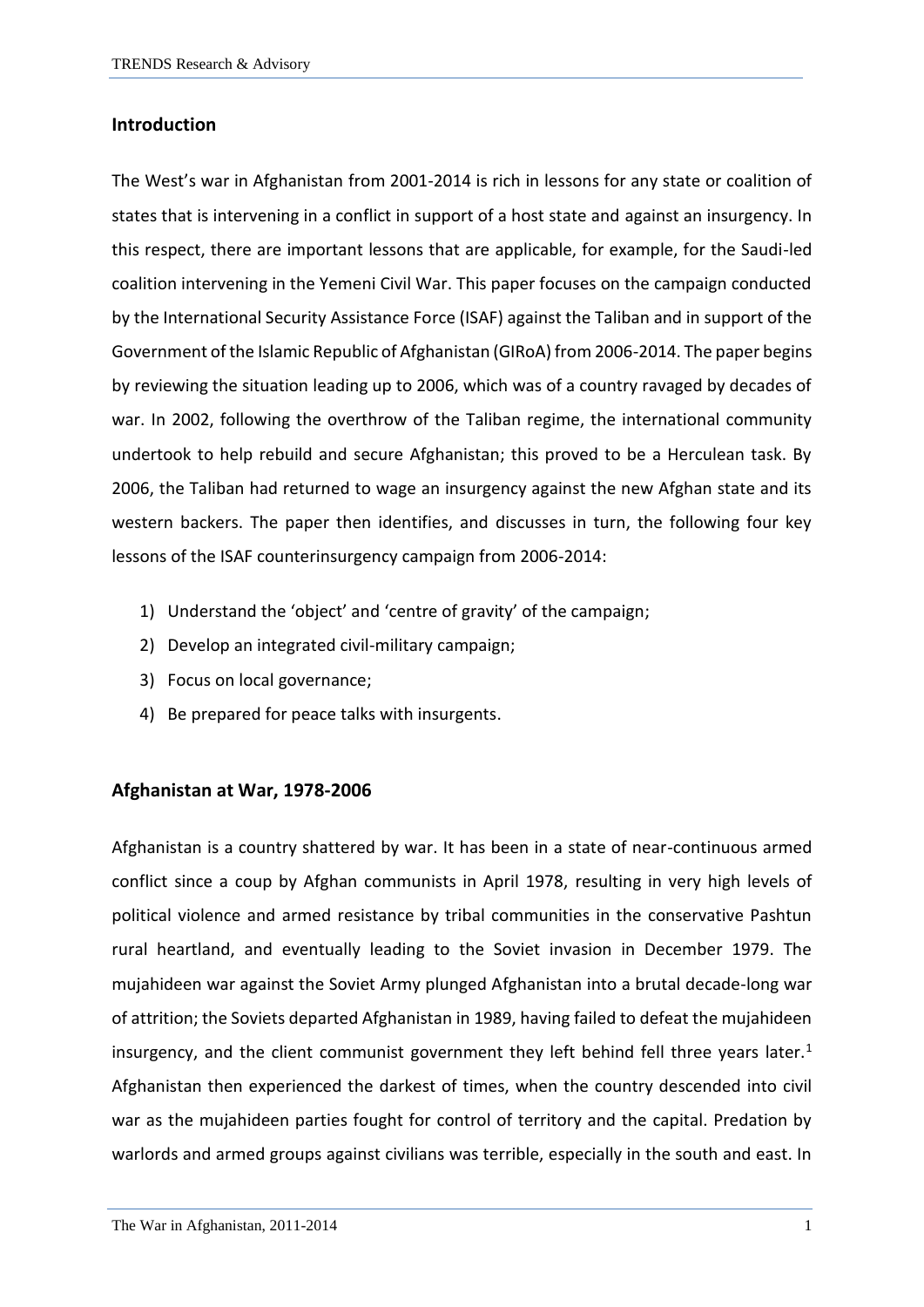## Introduction

The West's war in Afghanistan from 2001-2014 is rich in lessons for any state or coalition of states that is intervening in a conflict in support of a host state and against an insurgency. In this respect, there are important lessons that are applicable, for example, for the Saudi-led coalition intervening in the Yemeni Civil War. This paper focuses on the campaign conducted by the International Security Assistance Force (ISAF) against the Taliban and in support of the Government of the Islamic Republic of Afghanistan (GIRoA) from 2006-2014. The paper begins by reviewing the situation leading up to 2006, which was of a country ravaged by decades of war. In 2002, following the overthrow of the Taliban regime, the international community undertook to help rebuild and secure Afghanistan; this proved to be a Herculean task. By 2006, the Taliban had returned to wage an insurgency against the new Afghan state and its western backers. The paper then identifies, and discusses in turn, the following four key lessons of the ISAF counterinsurgency campaign from 2006-2014:

1) Understand the 'object' and 'centre of gravity' of the campaign;
2) Develop an integrated civil-military campaign;
3) Focus on local governance;
4) Be prepared for peace talks with insurgents.

## Afghanistan at War, 1978-2006

Afghanistan is a country shattered by war. It has been in a state of near-continuous armed conflict since a coup by Afghan communists in April 1978, resulting in very high levels of political violence and armed resistance by tribal communities in the conservative Pashtun rural heartland, and eventually leading to the Soviet invasion in December 1979. The mujahideen war against the Soviet Army plunged Afghanistan into a brutal decade-long war of attrition; the Soviets departed Afghanistan in 1989, having failed to defeat the mujahideen insurgency, and the client communist government they left behind fell three years later.[1] Afghanistan then experienced the darkest of times, when the country descended into civil war as the mujahideen parties fought for control of territory and the capital. Predation by warlords and armed groups against civilians was terrible, especially in the south and east. In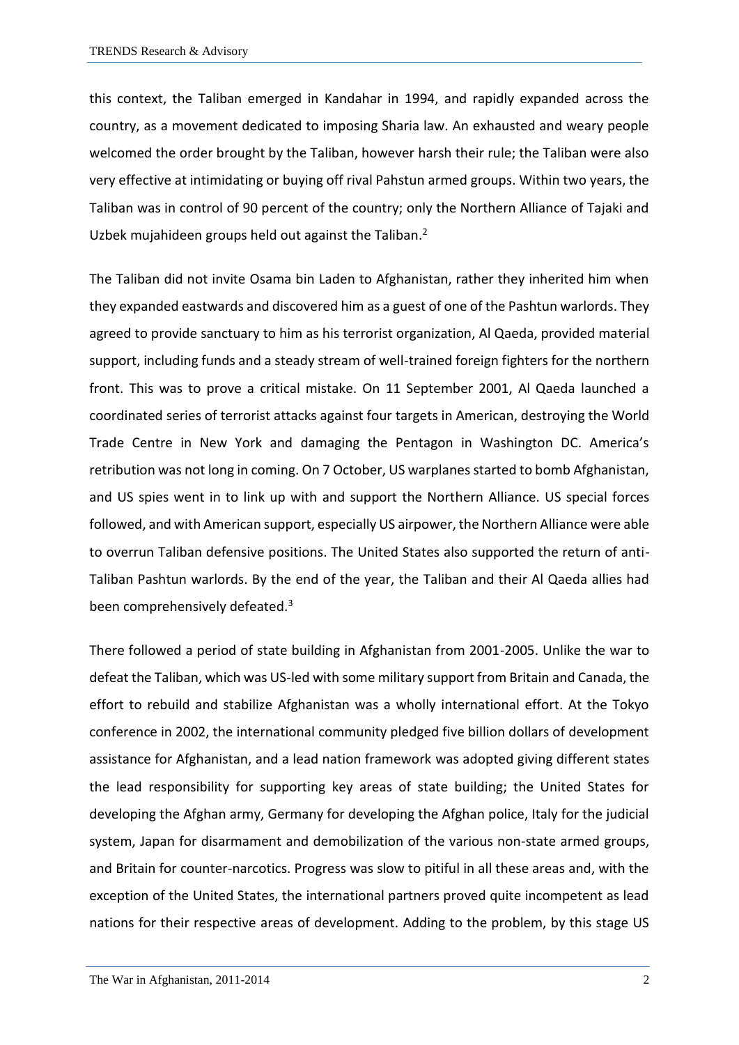this context, the Taliban emerged in Kandahar in 1994, and rapidly expanded across the country, as a movement dedicated to imposing Sharia law. An exhausted and weary people welcomed the order brought by the Taliban, however harsh their rule; the Taliban were also very effective at intimidating or buying off rival Pahstun armed groups. Within two years, the Taliban was in control of 90 percent of the country; only the Northern Alliance of Tajaki and Uzbek mujahideen groups held out against the Taliban.[2]

The Taliban did not invite Osama bin Laden to Afghanistan, rather they inherited him when they expanded eastwards and discovered him as a guest of one of the Pashtun warlords. They agreed to provide sanctuary to him as his terrorist organization, Al Qaeda, provided material support, including funds and a steady stream of well-trained foreign fighters for the northern front. This was to prove a critical mistake. On 11 September 2001, Al Qaeda launched a coordinated series of terrorist attacks against four targets in American, destroying the World Trade Centre in New York and damaging the Pentagon in Washington DC. America's retribution was not long in coming. On 7 October, US warplanes started to bomb Afghanistan, and US spies went in to link up with and support the Northern Alliance. US special forces followed, and with American support, especially US airpower, the Northern Alliance were able to overrun Taliban defensive positions. The United States also supported the return of anti-Taliban Pashtun warlords. By the end of the year, the Taliban and their Al Qaeda allies had been comprehensively defeated.[3]

There followed a period of state building in Afghanistan from 2001-2005. Unlike the war to defeat the Taliban, which was US-led with some military support from Britain and Canada, the effort to rebuild and stabilize Afghanistan was a wholly international effort. At the Tokyo conference in 2002, the international community pledged five billion dollars of development assistance for Afghanistan, and a lead nation framework was adopted giving different states the lead responsibility for supporting key areas of state building; the United States for developing the Afghan army, Germany for developing the Afghan police, Italy for the judicial system, Japan for disarmament and demobilization of the various non-state armed groups, and Britain for counter-narcotics. Progress was slow to pitiful in all these areas and, with the exception of the United States, the international partners proved quite incompetent as lead nations for their respective areas of development. Adding to the problem, by this stage US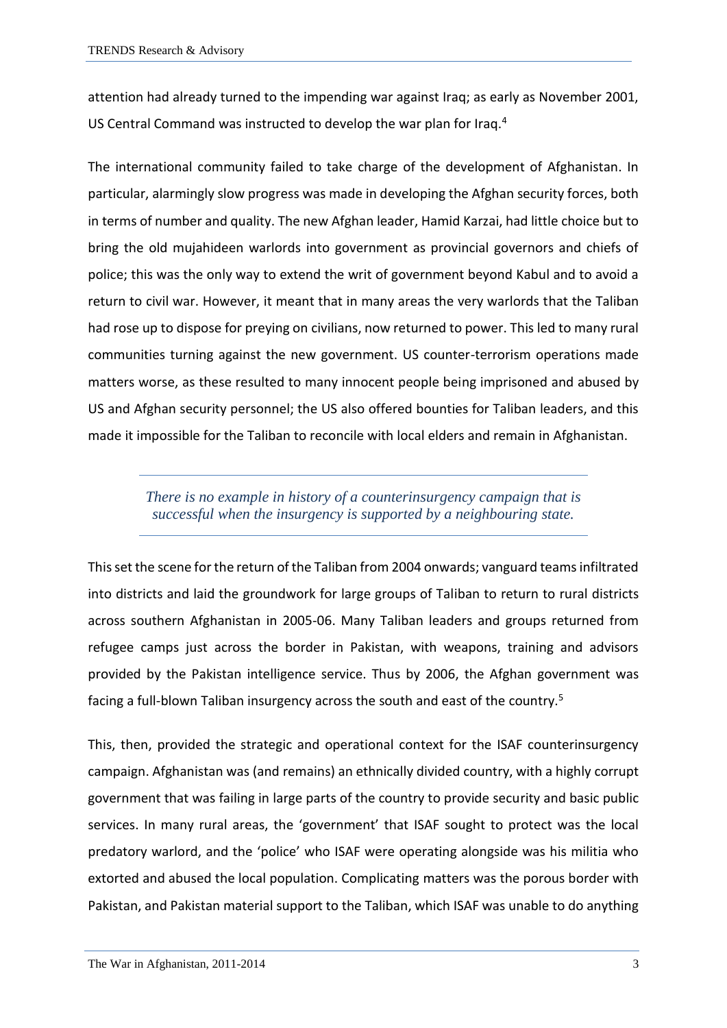attention had already turned to the impending war against Iraq; as early as November 2001, US Central Command was instructed to develop the war plan for Iraq.[4]

The international community failed to take charge of the development of Afghanistan. In particular, alarmingly slow progress was made in developing the Afghan security forces, both in terms of number and quality. The new Afghan leader, Hamid Karzai, had little choice but to bring the old mujahideen warlords into government as provincial governors and chiefs of police; this was the only way to extend the writ of government beyond Kabul and to avoid a return to civil war. However, it meant that in many areas the very warlords that the Taliban had rose up to dispose for preying on civilians, now returned to power. This led to many rural communities turning against the new government. US counter-terrorism operations made matters worse, as these resulted to many innocent people being imprisoned and abused by US and Afghan security personnel; the US also offered bounties for Taliban leaders, and this made it impossible for the Taliban to reconcile with local elders and remain in Afghanistan.

> *There is no example in history of a counterinsurgency campaign that is successful when the insurgency is supported by a neighbouring state.*

This set the scene for the return of the Taliban from 2004 onwards; vanguard teams infiltrated into districts and laid the groundwork for large groups of Taliban to return to rural districts across southern Afghanistan in 2005-06. Many Taliban leaders and groups returned from refugee camps just across the border in Pakistan, with weapons, training and advisors provided by the Pakistan intelligence service. Thus by 2006, the Afghan government was facing a full-blown Taliban insurgency across the south and east of the country.[5]

This, then, provided the strategic and operational context for the ISAF counterinsurgency campaign. Afghanistan was (and remains) an ethnically divided country, with a highly corrupt government that was failing in large parts of the country to provide security and basic public services. In many rural areas, the 'government' that ISAF sought to protect was the local predatory warlord, and the 'police' who ISAF were operating alongside was his militia who extorted and abused the local population. Complicating matters was the porous border with Pakistan, and Pakistan material support to the Taliban, which ISAF was unable to do anything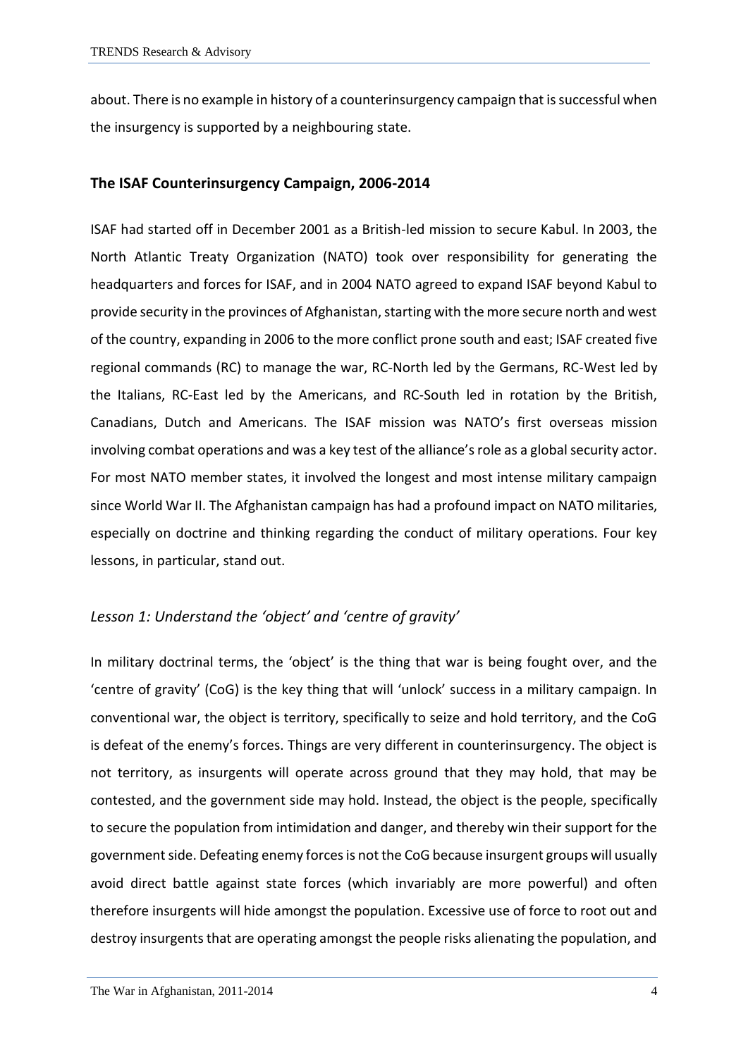about. There is no example in history of a counterinsurgency campaign that is successful when the insurgency is supported by a neighbouring state.

## The ISAF Counterinsurgency Campaign, 2006-2014

ISAF had started off in December 2001 as a British-led mission to secure Kabul. In 2003, the North Atlantic Treaty Organization (NATO) took over responsibility for generating the headquarters and forces for ISAF, and in 2004 NATO agreed to expand ISAF beyond Kabul to provide security in the provinces of Afghanistan, starting with the more secure north and west of the country, expanding in 2006 to the more conflict prone south and east; ISAF created five regional commands (RC) to manage the war, RC-North led by the Germans, RC-West led by the Italians, RC-East led by the Americans, and RC-South led in rotation by the British, Canadians, Dutch and Americans. The ISAF mission was NATO's first overseas mission involving combat operations and was a key test of the alliance's role as a global security actor. For most NATO member states, it involved the longest and most intense military campaign since World War II. The Afghanistan campaign has had a profound impact on NATO militaries, especially on doctrine and thinking regarding the conduct of military operations. Four key lessons, in particular, stand out.

### *Lesson 1: Understand the 'object' and 'centre of gravity'*

In military doctrinal terms, the 'object' is the thing that war is being fought over, and the 'centre of gravity' (CoG) is the key thing that will 'unlock' success in a military campaign. In conventional war, the object is territory, specifically to seize and hold territory, and the CoG is defeat of the enemy's forces. Things are very different in counterinsurgency. The object is not territory, as insurgents will operate across ground that they may hold, that may be contested, and the government side may hold. Instead, the object is the people, specifically to secure the population from intimidation and danger, and thereby win their support for the government side. Defeating enemy forces is not the CoG because insurgent groups will usually avoid direct battle against state forces (which invariably are more powerful) and often therefore insurgents will hide amongst the population. Excessive use of force to root out and destroy insurgents that are operating amongst the people risks alienating the population, and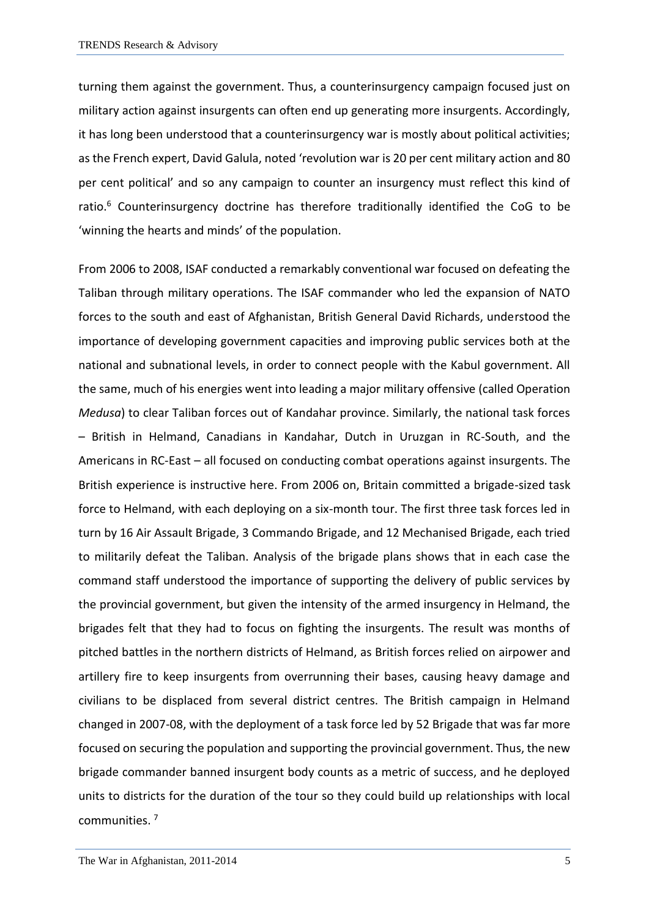turning them against the government. Thus, a counterinsurgency campaign focused just on military action against insurgents can often end up generating more insurgents. Accordingly, it has long been understood that a counterinsurgency war is mostly about political activities; as the French expert, David Galula, noted 'revolution war is 20 per cent military action and 80 per cent political' and so any campaign to counter an insurgency must reflect this kind of ratio.[6] Counterinsurgency doctrine has therefore traditionally identified the CoG to be 'winning the hearts and minds' of the population.

From 2006 to 2008, ISAF conducted a remarkably conventional war focused on defeating the Taliban through military operations. The ISAF commander who led the expansion of NATO forces to the south and east of Afghanistan, British General David Richards, understood the importance of developing government capacities and improving public services both at the national and subnational levels, in order to connect people with the Kabul government. All the same, much of his energies went into leading a major military offensive (called Operation *Medusa*) to clear Taliban forces out of Kandahar province. Similarly, the national task forces – British in Helmand, Canadians in Kandahar, Dutch in Uruzgan in RC-South, and the Americans in RC-East – all focused on conducting combat operations against insurgents. The British experience is instructive here. From 2006 on, Britain committed a brigade-sized task force to Helmand, with each deploying on a six-month tour. The first three task forces led in turn by 16 Air Assault Brigade, 3 Commando Brigade, and 12 Mechanised Brigade, each tried to militarily defeat the Taliban. Analysis of the brigade plans shows that in each case the command staff understood the importance of supporting the delivery of public services by the provincial government, but given the intensity of the armed insurgency in Helmand, the brigades felt that they had to focus on fighting the insurgents. The result was months of pitched battles in the northern districts of Helmand, as British forces relied on airpower and artillery fire to keep insurgents from overrunning their bases, causing heavy damage and civilians to be displaced from several district centres. The British campaign in Helmand changed in 2007-08, with the deployment of a task force led by 52 Brigade that was far more focused on securing the population and supporting the provincial government. Thus, the new brigade commander banned insurgent body counts as a metric of success, and he deployed units to districts for the duration of the tour so they could build up relationships with local communities.[7]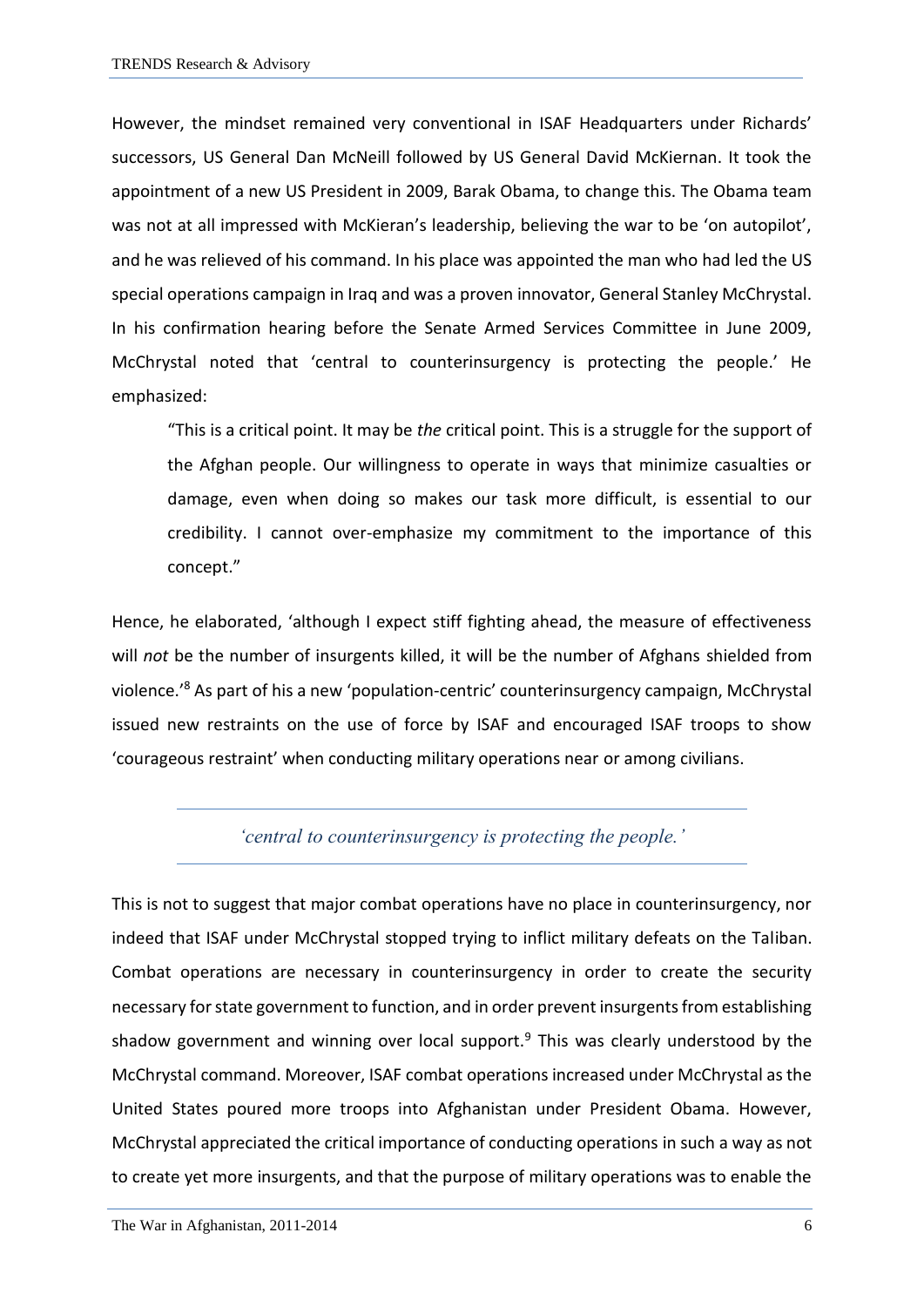However, the mindset remained very conventional in ISAF Headquarters under Richards' successors, US General Dan McNeill followed by US General David McKiernan. It took the appointment of a new US President in 2009, Barak Obama, to change this. The Obama team was not at all impressed with McKieran's leadership, believing the war to be 'on autopilot', and he was relieved of his command. In his place was appointed the man who had led the US special operations campaign in Iraq and was a proven innovator, General Stanley McChrystal. In his confirmation hearing before the Senate Armed Services Committee in June 2009, McChrystal noted that 'central to counterinsurgency is protecting the people.' He emphasized:

> "This is a critical point. It may be *the* critical point. This is a struggle for the support of the Afghan people. Our willingness to operate in ways that minimize casualties or damage, even when doing so makes our task more difficult, is essential to our credibility. I cannot over-emphasize my commitment to the importance of this concept."

Hence, he elaborated, 'although I expect stiff fighting ahead, the measure of effectiveness will *not* be the number of insurgents killed, it will be the number of Afghans shielded from violence.'[8] As part of his a new 'population-centric' counterinsurgency campaign, McChrystal issued new restraints on the use of force by ISAF and encouraged ISAF troops to show 'courageous restraint' when conducting military operations near or among civilians.

---

*'central to counterinsurgency is protecting the people.'*

---

This is not to suggest that major combat operations have no place in counterinsurgency, nor indeed that ISAF under McChrystal stopped trying to inflict military defeats on the Taliban. Combat operations are necessary in counterinsurgency in order to create the security necessary for state government to function, and in order prevent insurgents from establishing shadow government and winning over local support.[9] This was clearly understood by the McChrystal command. Moreover, ISAF combat operations increased under McChrystal as the United States poured more troops into Afghanistan under President Obama. However, McChrystal appreciated the critical importance of conducting operations in such a way as not to create yet more insurgents, and that the purpose of military operations was to enable the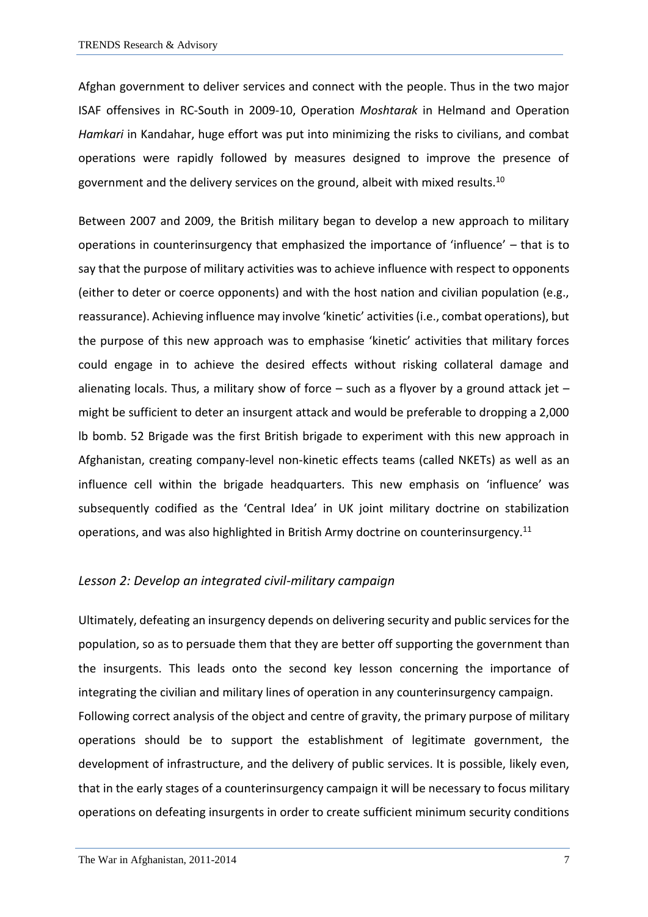Afghan government to deliver services and connect with the people. Thus in the two major ISAF offensives in RC-South in 2009-10, Operation *Moshtarak* in Helmand and Operation *Hamkari* in Kandahar, huge effort was put into minimizing the risks to civilians, and combat operations were rapidly followed by measures designed to improve the presence of government and the delivery services on the ground, albeit with mixed results.[10]

Between 2007 and 2009, the British military began to develop a new approach to military operations in counterinsurgency that emphasized the importance of 'influence' – that is to say that the purpose of military activities was to achieve influence with respect to opponents (either to deter or coerce opponents) and with the host nation and civilian population (e.g., reassurance). Achieving influence may involve 'kinetic' activities (i.e., combat operations), but the purpose of this new approach was to emphasise 'kinetic' activities that military forces could engage in to achieve the desired effects without risking collateral damage and alienating locals. Thus, a military show of force – such as a flyover by a ground attack jet – might be sufficient to deter an insurgent attack and would be preferable to dropping a 2,000 lb bomb. 52 Brigade was the first British brigade to experiment with this new approach in Afghanistan, creating company-level non-kinetic effects teams (called NKETs) as well as an influence cell within the brigade headquarters. This new emphasis on 'influence' was subsequently codified as the 'Central Idea' in UK joint military doctrine on stabilization operations, and was also highlighted in British Army doctrine on counterinsurgency.[11]

### *Lesson 2: Develop an integrated civil-military campaign*

Ultimately, defeating an insurgency depends on delivering security and public services for the population, so as to persuade them that they are better off supporting the government than the insurgents. This leads onto the second key lesson concerning the importance of integrating the civilian and military lines of operation in any counterinsurgency campaign.

Following correct analysis of the object and centre of gravity, the primary purpose of military operations should be to support the establishment of legitimate government, the development of infrastructure, and the delivery of public services. It is possible, likely even, that in the early stages of a counterinsurgency campaign it will be necessary to focus military operations on defeating insurgents in order to create sufficient minimum security conditions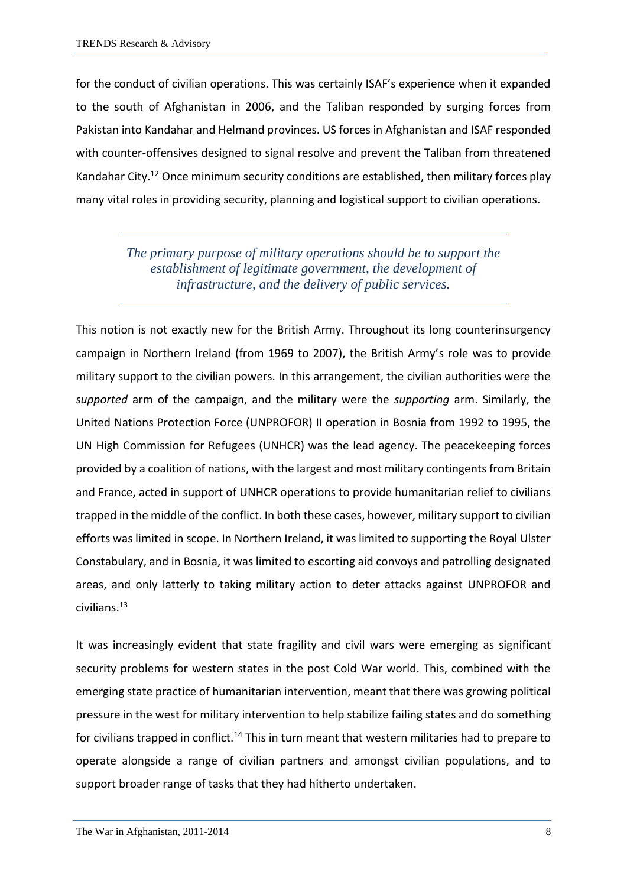for the conduct of civilian operations. This was certainly ISAF's experience when it expanded to the south of Afghanistan in 2006, and the Taliban responded by surging forces from Pakistan into Kandahar and Helmand provinces. US forces in Afghanistan and ISAF responded with counter-offensives designed to signal resolve and prevent the Taliban from threatened Kandahar City.[12] Once minimum security conditions are established, then military forces play many vital roles in providing security, planning and logistical support to civilian operations.

> *The primary purpose of military operations should be to support the establishment of legitimate government, the development of infrastructure, and the delivery of public services.*

This notion is not exactly new for the British Army. Throughout its long counterinsurgency campaign in Northern Ireland (from 1969 to 2007), the British Army's role was to provide military support to the civilian powers. In this arrangement, the civilian authorities were the *supported* arm of the campaign, and the military were the *supporting* arm. Similarly, the United Nations Protection Force (UNPROFOR) II operation in Bosnia from 1992 to 1995, the UN High Commission for Refugees (UNHCR) was the lead agency. The peacekeeping forces provided by a coalition of nations, with the largest and most military contingents from Britain and France, acted in support of UNHCR operations to provide humanitarian relief to civilians trapped in the middle of the conflict. In both these cases, however, military support to civilian efforts was limited in scope. In Northern Ireland, it was limited to supporting the Royal Ulster Constabulary, and in Bosnia, it was limited to escorting aid convoys and patrolling designated areas, and only latterly to taking military action to deter attacks against UNPROFOR and civilians.[13]

It was increasingly evident that state fragility and civil wars were emerging as significant security problems for western states in the post Cold War world. This, combined with the emerging state practice of humanitarian intervention, meant that there was growing political pressure in the west for military intervention to help stabilize failing states and do something for civilians trapped in conflict.[14] This in turn meant that western militaries had to prepare to operate alongside a range of civilian partners and amongst civilian populations, and to support broader range of tasks that they had hitherto undertaken.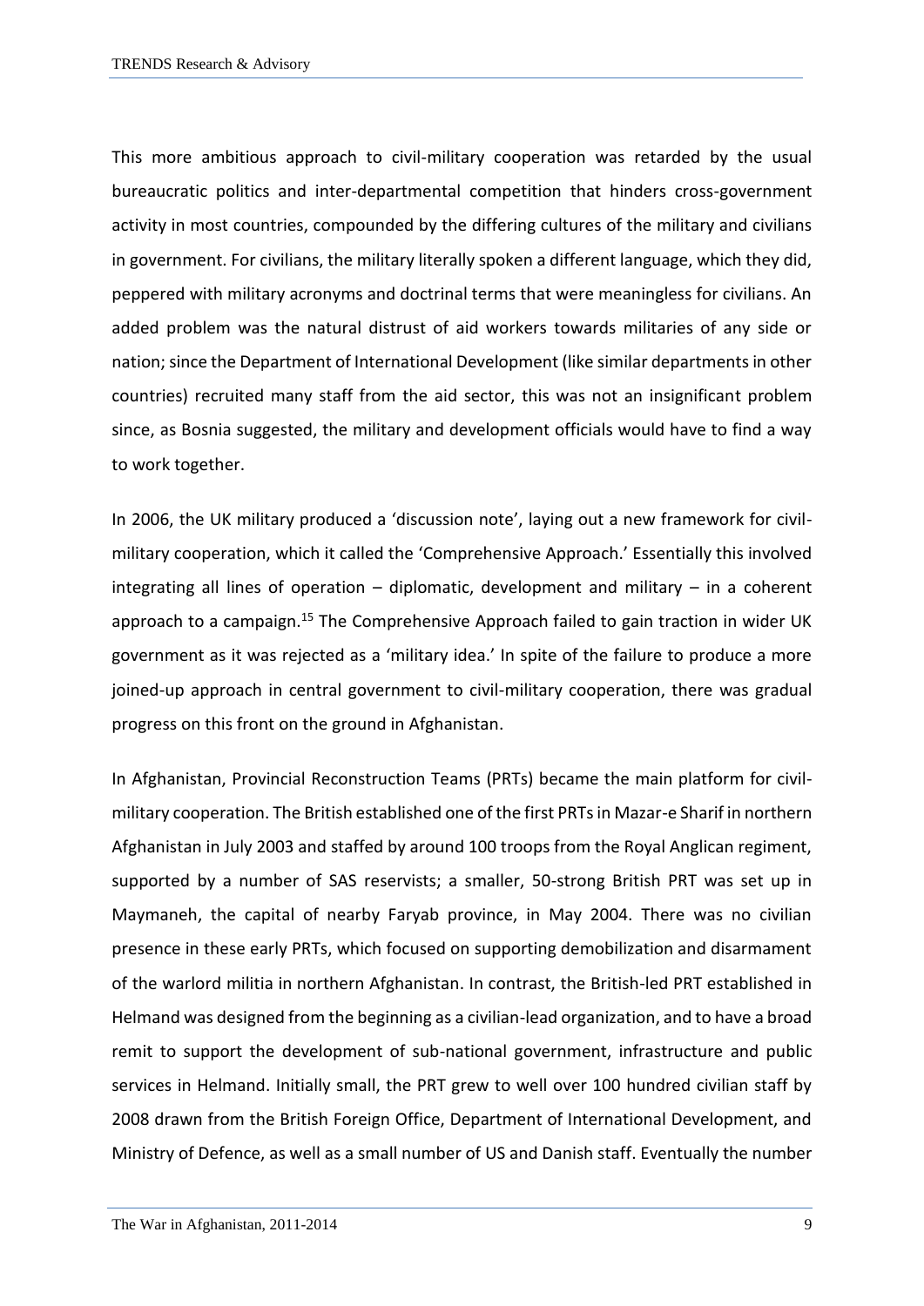This more ambitious approach to civil-military cooperation was retarded by the usual bureaucratic politics and inter-departmental competition that hinders cross-government activity in most countries, compounded by the differing cultures of the military and civilians in government. For civilians, the military literally spoken a different language, which they did, peppered with military acronyms and doctrinal terms that were meaningless for civilians. An added problem was the natural distrust of aid workers towards militaries of any side or nation; since the Department of International Development (like similar departments in other countries) recruited many staff from the aid sector, this was not an insignificant problem since, as Bosnia suggested, the military and development officials would have to find a way to work together.

In 2006, the UK military produced a 'discussion note', laying out a new framework for civil-military cooperation, which it called the 'Comprehensive Approach.' Essentially this involved integrating all lines of operation – diplomatic, development and military – in a coherent approach to a campaign.[15] The Comprehensive Approach failed to gain traction in wider UK government as it was rejected as a 'military idea.' In spite of the failure to produce a more joined-up approach in central government to civil-military cooperation, there was gradual progress on this front on the ground in Afghanistan.

In Afghanistan, Provincial Reconstruction Teams (PRTs) became the main platform for civil-military cooperation. The British established one of the first PRTs in Mazar-e Sharif in northern Afghanistan in July 2003 and staffed by around 100 troops from the Royal Anglican regiment, supported by a number of SAS reservists; a smaller, 50-strong British PRT was set up in Maymaneh, the capital of nearby Faryab province, in May 2004. There was no civilian presence in these early PRTs, which focused on supporting demobilization and disarmament of the warlord militia in northern Afghanistan. In contrast, the British-led PRT established in Helmand was designed from the beginning as a civilian-lead organization, and to have a broad remit to support the development of sub-national government, infrastructure and public services in Helmand. Initially small, the PRT grew to well over 100 hundred civilian staff by 2008 drawn from the British Foreign Office, Department of International Development, and Ministry of Defence, as well as a small number of US and Danish staff. Eventually the number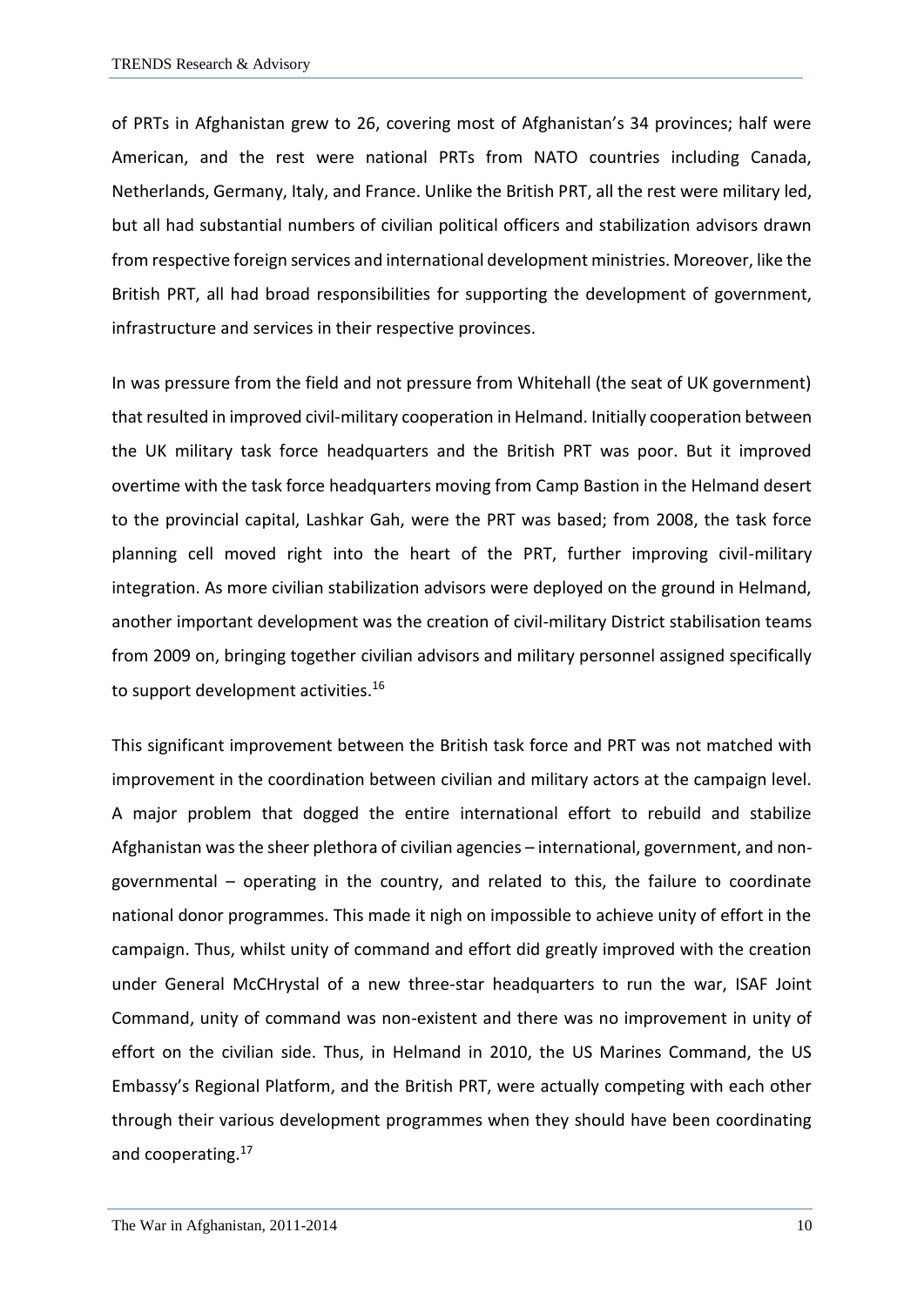of PRTs in Afghanistan grew to 26, covering most of Afghanistan's 34 provinces; half were American, and the rest were national PRTs from NATO countries including Canada, Netherlands, Germany, Italy, and France. Unlike the British PRT, all the rest were military led, but all had substantial numbers of civilian political officers and stabilization advisors drawn from respective foreign services and international development ministries. Moreover, like the British PRT, all had broad responsibilities for supporting the development of government, infrastructure and services in their respective provinces.

In was pressure from the field and not pressure from Whitehall (the seat of UK government) that resulted in improved civil-military cooperation in Helmand. Initially cooperation between the UK military task force headquarters and the British PRT was poor. But it improved overtime with the task force headquarters moving from Camp Bastion in the Helmand desert to the provincial capital, Lashkar Gah, were the PRT was based; from 2008, the task force planning cell moved right into the heart of the PRT, further improving civil-military integration. As more civilian stabilization advisors were deployed on the ground in Helmand, another important development was the creation of civil-military District stabilisation teams from 2009 on, bringing together civilian advisors and military personnel assigned specifically to support development activities.[16]

This significant improvement between the British task force and PRT was not matched with improvement in the coordination between civilian and military actors at the campaign level. A major problem that dogged the entire international effort to rebuild and stabilize Afghanistan was the sheer plethora of civilian agencies – international, government, and non-governmental – operating in the country, and related to this, the failure to coordinate national donor programmes. This made it nigh on impossible to achieve unity of effort in the campaign. Thus, whilst unity of command and effort did greatly improved with the creation under General McCHrystal of a new three-star headquarters to run the war, ISAF Joint Command, unity of command was non-existent and there was no improvement in unity of effort on the civilian side. Thus, in Helmand in 2010, the US Marines Command, the US Embassy's Regional Platform, and the British PRT, were actually competing with each other through their various development programmes when they should have been coordinating and cooperating.[17]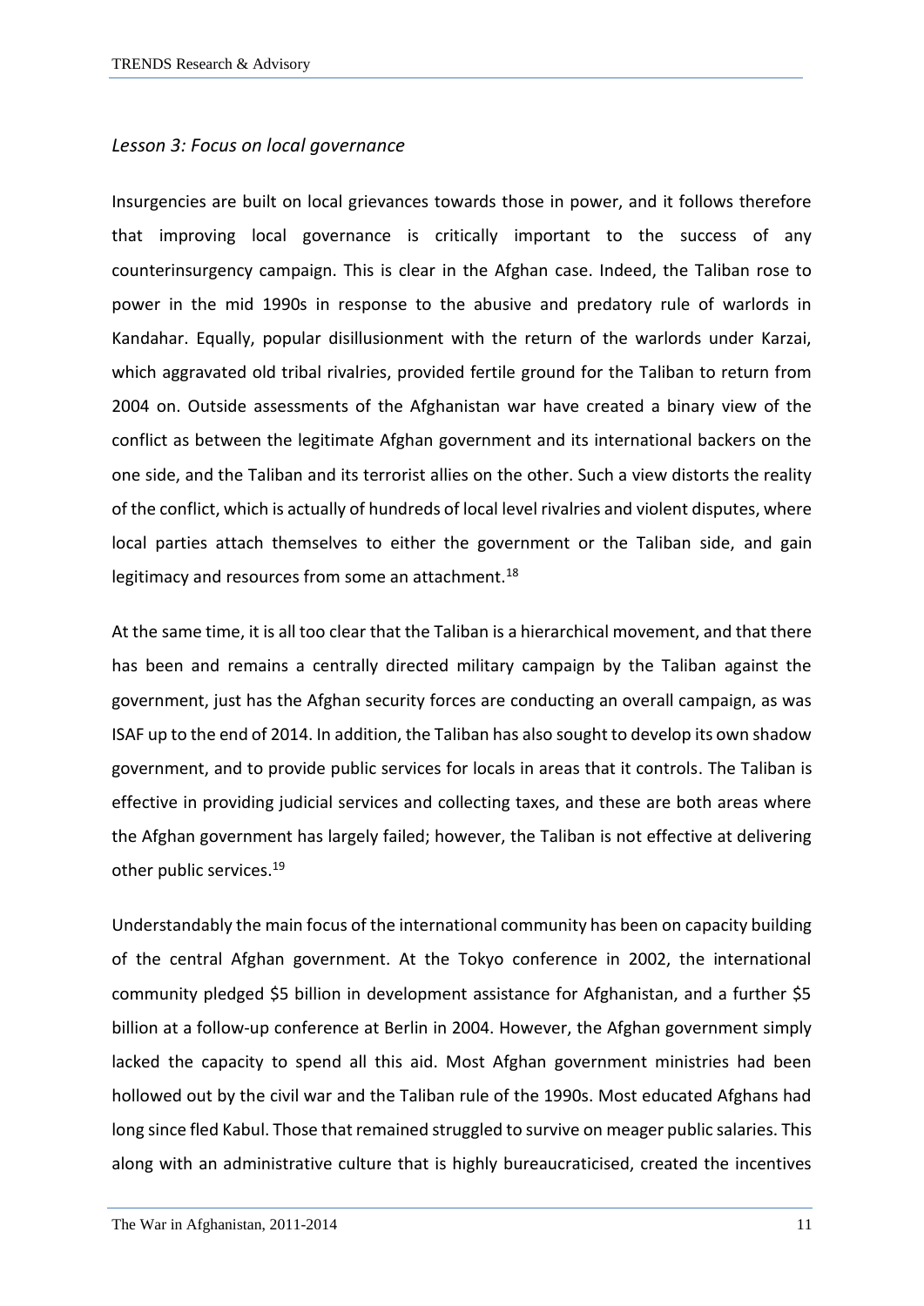*Lesson 3: Focus on local governance*

Insurgencies are built on local grievances towards those in power, and it follows therefore that improving local governance is critically important to the success of any counterinsurgency campaign. This is clear in the Afghan case. Indeed, the Taliban rose to power in the mid 1990s in response to the abusive and predatory rule of warlords in Kandahar. Equally, popular disillusionment with the return of the warlords under Karzai, which aggravated old tribal rivalries, provided fertile ground for the Taliban to return from 2004 on. Outside assessments of the Afghanistan war have created a binary view of the conflict as between the legitimate Afghan government and its international backers on the one side, and the Taliban and its terrorist allies on the other. Such a view distorts the reality of the conflict, which is actually of hundreds of local level rivalries and violent disputes, where local parties attach themselves to either the government or the Taliban side, and gain legitimacy and resources from some an attachment.[18]

At the same time, it is all too clear that the Taliban is a hierarchical movement, and that there has been and remains a centrally directed military campaign by the Taliban against the government, just has the Afghan security forces are conducting an overall campaign, as was ISAF up to the end of 2014. In addition, the Taliban has also sought to develop its own shadow government, and to provide public services for locals in areas that it controls. The Taliban is effective in providing judicial services and collecting taxes, and these are both areas where the Afghan government has largely failed; however, the Taliban is not effective at delivering other public services.[19]

Understandably the main focus of the international community has been on capacity building of the central Afghan government. At the Tokyo conference in 2002, the international community pledged $5 billion in development assistance for Afghanistan, and a further $5 billion at a follow-up conference at Berlin in 2004. However, the Afghan government simply lacked the capacity to spend all this aid. Most Afghan government ministries had been hollowed out by the civil war and the Taliban rule of the 1990s. Most educated Afghans had long since fled Kabul. Those that remained struggled to survive on meager public salaries. This along with an administrative culture that is highly bureaucraticised, created the incentives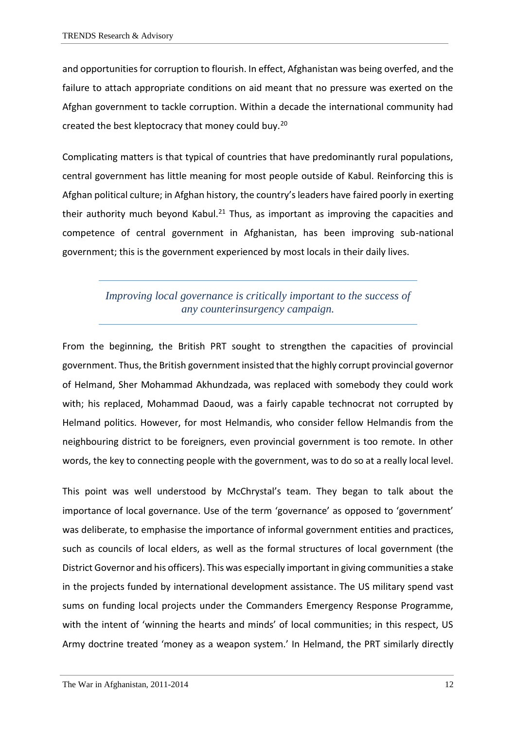and opportunities for corruption to flourish. In effect, Afghanistan was being overfed, and the failure to attach appropriate conditions on aid meant that no pressure was exerted on the Afghan government to tackle corruption. Within a decade the international community had created the best kleptocracy that money could buy.[20]

Complicating matters is that typical of countries that have predominantly rural populations, central government has little meaning for most people outside of Kabul. Reinforcing this is Afghan political culture; in Afghan history, the country's leaders have faired poorly in exerting their authority much beyond Kabul.[21] Thus, as important as improving the capacities and competence of central government in Afghanistan, has been improving sub-national government; this is the government experienced by most locals in their daily lives.

> *Improving local governance is critically important to the success of any counterinsurgency campaign.*

From the beginning, the British PRT sought to strengthen the capacities of provincial government. Thus, the British government insisted that the highly corrupt provincial governor of Helmand, Sher Mohammad Akhundzada, was replaced with somebody they could work with; his replaced, Mohammad Daoud, was a fairly capable technocrat not corrupted by Helmand politics. However, for most Helmandis, who consider fellow Helmandis from the neighbouring district to be foreigners, even provincial government is too remote. In other words, the key to connecting people with the government, was to do so at a really local level.

This point was well understood by McChrystal's team. They began to talk about the importance of local governance. Use of the term 'governance' as opposed to 'government' was deliberate, to emphasise the importance of informal government entities and practices, such as councils of local elders, as well as the formal structures of local government (the District Governor and his officers). This was especially important in giving communities a stake in the projects funded by international development assistance. The US military spend vast sums on funding local projects under the Commanders Emergency Response Programme, with the intent of 'winning the hearts and minds' of local communities; in this respect, US Army doctrine treated 'money as a weapon system.' In Helmand, the PRT similarly directly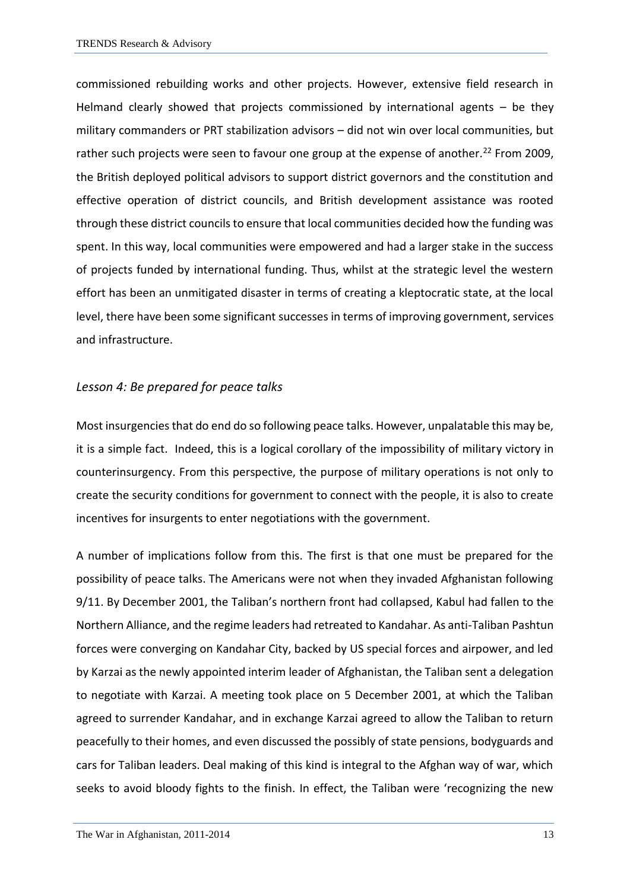commissioned rebuilding works and other projects. However, extensive field research in Helmand clearly showed that projects commissioned by international agents – be they military commanders or PRT stabilization advisors – did not win over local communities, but rather such projects were seen to favour one group at the expense of another.[22] From 2009, the British deployed political advisors to support district governors and the constitution and effective operation of district councils, and British development assistance was rooted through these district councils to ensure that local communities decided how the funding was spent. In this way, local communities were empowered and had a larger stake in the success of projects funded by international funding. Thus, whilst at the strategic level the western effort has been an unmitigated disaster in terms of creating a kleptocratic state, at the local level, there have been some significant successes in terms of improving government, services and infrastructure.

### *Lesson 4: Be prepared for peace talks*

Most insurgencies that do end do so following peace talks. However, unpalatable this may be, it is a simple fact. Indeed, this is a logical corollary of the impossibility of military victory in counterinsurgency. From this perspective, the purpose of military operations is not only to create the security conditions for government to connect with the people, it is also to create incentives for insurgents to enter negotiations with the government.

A number of implications follow from this. The first is that one must be prepared for the possibility of peace talks. The Americans were not when they invaded Afghanistan following 9/11. By December 2001, the Taliban's northern front had collapsed, Kabul had fallen to the Northern Alliance, and the regime leaders had retreated to Kandahar. As anti-Taliban Pashtun forces were converging on Kandahar City, backed by US special forces and airpower, and led by Karzai as the newly appointed interim leader of Afghanistan, the Taliban sent a delegation to negotiate with Karzai. A meeting took place on 5 December 2001, at which the Taliban agreed to surrender Kandahar, and in exchange Karzai agreed to allow the Taliban to return peacefully to their homes, and even discussed the possibly of state pensions, bodyguards and cars for Taliban leaders. Deal making of this kind is integral to the Afghan way of war, which seeks to avoid bloody fights to the finish. In effect, the Taliban were 'recognizing the new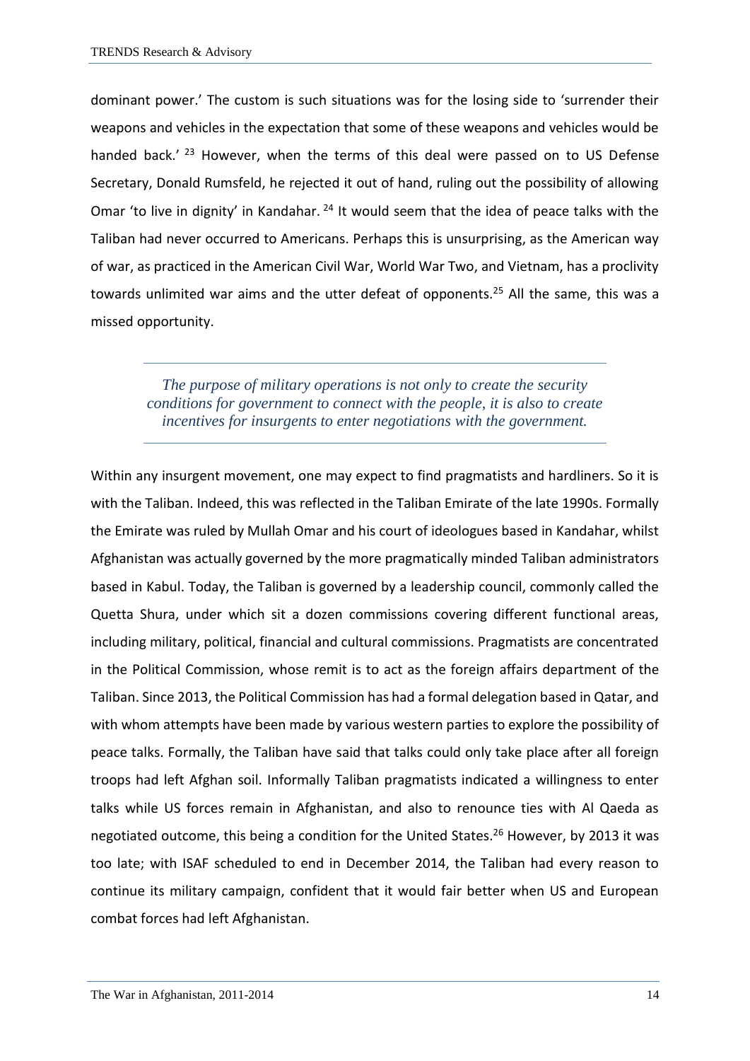dominant power.' The custom is such situations was for the losing side to 'surrender their weapons and vehicles in the expectation that some of these weapons and vehicles would be handed back.' [23] However, when the terms of this deal were passed on to US Defense Secretary, Donald Rumsfeld, he rejected it out of hand, ruling out the possibility of allowing Omar 'to live in dignity' in Kandahar. [24] It would seem that the idea of peace talks with the Taliban had never occurred to Americans. Perhaps this is unsurprising, as the American way of war, as practiced in the American Civil War, World War Two, and Vietnam, has a proclivity towards unlimited war aims and the utter defeat of opponents.[25] All the same, this was a missed opportunity.

> *The purpose of military operations is not only to create the security conditions for government to connect with the people, it is also to create incentives for insurgents to enter negotiations with the government.*

Within any insurgent movement, one may expect to find pragmatists and hardliners. So it is with the Taliban. Indeed, this was reflected in the Taliban Emirate of the late 1990s. Formally the Emirate was ruled by Mullah Omar and his court of ideologues based in Kandahar, whilst Afghanistan was actually governed by the more pragmatically minded Taliban administrators based in Kabul. Today, the Taliban is governed by a leadership council, commonly called the Quetta Shura, under which sit a dozen commissions covering different functional areas, including military, political, financial and cultural commissions. Pragmatists are concentrated in the Political Commission, whose remit is to act as the foreign affairs department of the Taliban. Since 2013, the Political Commission has had a formal delegation based in Qatar, and with whom attempts have been made by various western parties to explore the possibility of peace talks. Formally, the Taliban have said that talks could only take place after all foreign troops had left Afghan soil. Informally Taliban pragmatists indicated a willingness to enter talks while US forces remain in Afghanistan, and also to renounce ties with Al Qaeda as negotiated outcome, this being a condition for the United States.[26] However, by 2013 it was too late; with ISAF scheduled to end in December 2014, the Taliban had every reason to continue its military campaign, confident that it would fair better when US and European combat forces had left Afghanistan.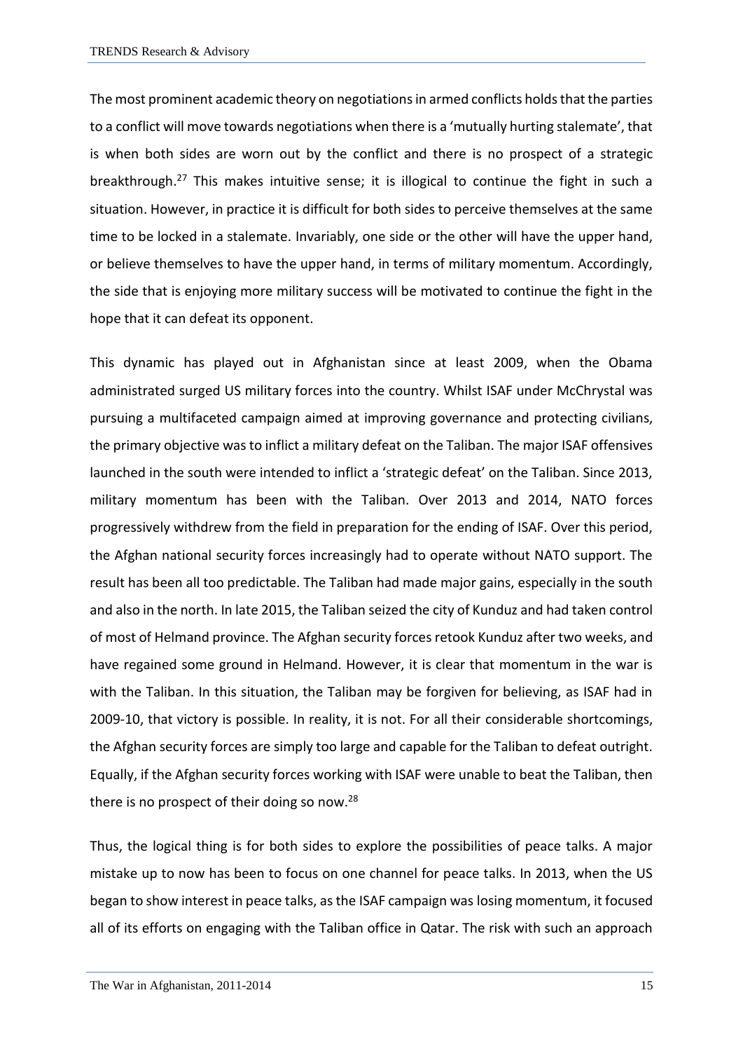The most prominent academic theory on negotiations in armed conflicts holds that the parties to a conflict will move towards negotiations when there is a 'mutually hurting stalemate', that is when both sides are worn out by the conflict and there is no prospect of a strategic breakthrough.[27] This makes intuitive sense; it is illogical to continue the fight in such a situation. However, in practice it is difficult for both sides to perceive themselves at the same time to be locked in a stalemate. Invariably, one side or the other will have the upper hand, or believe themselves to have the upper hand, in terms of military momentum. Accordingly, the side that is enjoying more military success will be motivated to continue the fight in the hope that it can defeat its opponent.

This dynamic has played out in Afghanistan since at least 2009, when the Obama administrated surged US military forces into the country. Whilst ISAF under McChrystal was pursuing a multifaceted campaign aimed at improving governance and protecting civilians, the primary objective was to inflict a military defeat on the Taliban. The major ISAF offensives launched in the south were intended to inflict a 'strategic defeat' on the Taliban. Since 2013, military momentum has been with the Taliban. Over 2013 and 2014, NATO forces progressively withdrew from the field in preparation for the ending of ISAF. Over this period, the Afghan national security forces increasingly had to operate without NATO support. The result has been all too predictable. The Taliban had made major gains, especially in the south and also in the north. In late 2015, the Taliban seized the city of Kunduz and had taken control of most of Helmand province. The Afghan security forces retook Kunduz after two weeks, and have regained some ground in Helmand. However, it is clear that momentum in the war is with the Taliban. In this situation, the Taliban may be forgiven for believing, as ISAF had in 2009-10, that victory is possible. In reality, it is not. For all their considerable shortcomings, the Afghan security forces are simply too large and capable for the Taliban to defeat outright. Equally, if the Afghan security forces working with ISAF were unable to beat the Taliban, then there is no prospect of their doing so now.[28]

Thus, the logical thing is for both sides to explore the possibilities of peace talks. A major mistake up to now has been to focus on one channel for peace talks. In 2013, when the US began to show interest in peace talks, as the ISAF campaign was losing momentum, it focused all of its efforts on engaging with the Taliban office in Qatar. The risk with such an approach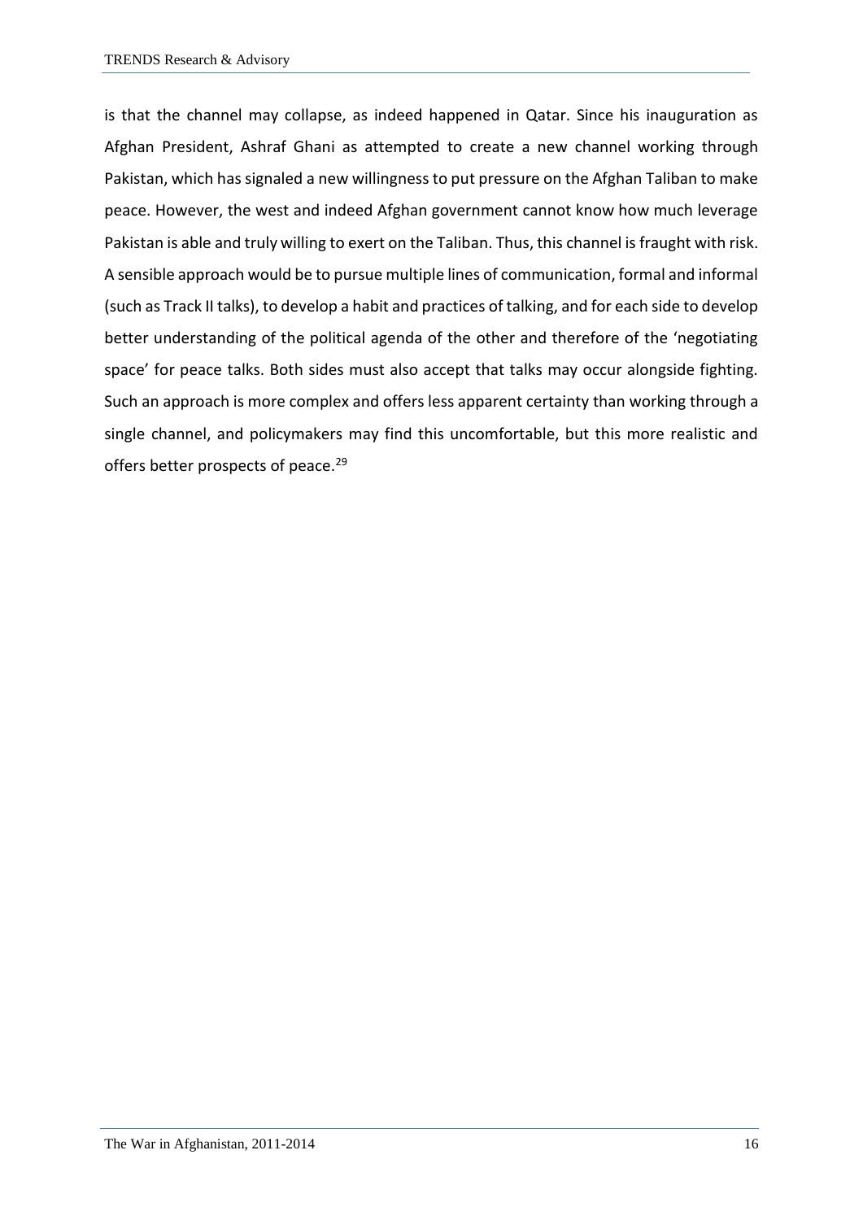is that the channel may collapse, as indeed happened in Qatar. Since his inauguration as Afghan President, Ashraf Ghani as attempted to create a new channel working through Pakistan, which has signaled a new willingness to put pressure on the Afghan Taliban to make peace. However, the west and indeed Afghan government cannot know how much leverage Pakistan is able and truly willing to exert on the Taliban. Thus, this channel is fraught with risk. A sensible approach would be to pursue multiple lines of communication, formal and informal (such as Track II talks), to develop a habit and practices of talking, and for each side to develop better understanding of the political agenda of the other and therefore of the 'negotiating space' for peace talks. Both sides must also accept that talks may occur alongside fighting. Such an approach is more complex and offers less apparent certainty than working through a single channel, and policymakers may find this uncomfortable, but this more realistic and offers better prospects of peace.[29]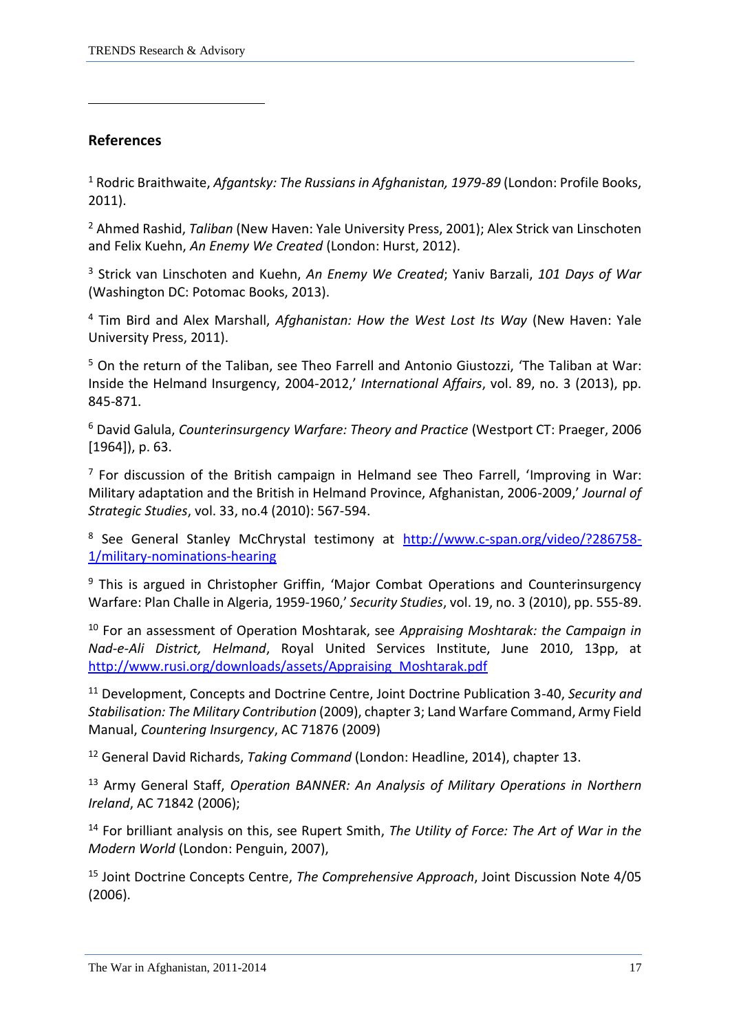## References

[1] Rodric Braithwaite, *Afgantsky: The Russians in Afghanistan, 1979-89* (London: Profile Books, 2011).

[2] Ahmed Rashid, *Taliban* (New Haven: Yale University Press, 2001); Alex Strick van Linschoten and Felix Kuehn, *An Enemy We Created* (London: Hurst, 2012).

[3] Strick van Linschoten and Kuehn, *An Enemy We Created*; Yaniv Barzali, *101 Days of War* (Washington DC: Potomac Books, 2013).

[4] Tim Bird and Alex Marshall, *Afghanistan: How the West Lost Its Way* (New Haven: Yale University Press, 2011).

[5] On the return of the Taliban, see Theo Farrell and Antonio Giustozzi, 'The Taliban at War: Inside the Helmand Insurgency, 2004-2012,' *International Affairs*, vol. 89, no. 3 (2013), pp. 845-871.

[6] David Galula, *Counterinsurgency Warfare: Theory and Practice* (Westport CT: Praeger, 2006 [1964]), p. 63.

[7] For discussion of the British campaign in Helmand see Theo Farrell, 'Improving in War: Military adaptation and the British in Helmand Province, Afghanistan, 2006-2009,' *Journal of Strategic Studies*, vol. 33, no.4 (2010): 567-594.

[8] See General Stanley McChrystal testimony at http://www.c-span.org/video/?286758-1/military-nominations-hearing

[9] This is argued in Christopher Griffin, 'Major Combat Operations and Counterinsurgency Warfare: Plan Challe in Algeria, 1959-1960,' *Security Studies*, vol. 19, no. 3 (2010), pp. 555-89.

[10] For an assessment of Operation Moshtarak, see *Appraising Moshtarak: the Campaign in Nad-e-Ali District, Helmand*, Royal United Services Institute, June 2010, 13pp, at http://www.rusi.org/downloads/assets/Appraising_Moshtarak.pdf

[11] Development, Concepts and Doctrine Centre, Joint Doctrine Publication 3-40, *Security and Stabilisation: The Military Contribution* (2009), chapter 3; Land Warfare Command, Army Field Manual, *Countering Insurgency*, AC 71876 (2009)

[12] General David Richards, *Taking Command* (London: Headline, 2014), chapter 13.

[13] Army General Staff, *Operation BANNER: An Analysis of Military Operations in Northern Ireland*, AC 71842 (2006);

[14] For brilliant analysis on this, see Rupert Smith, *The Utility of Force: The Art of War in the Modern World* (London: Penguin, 2007),

[15] Joint Doctrine Concepts Centre, *The Comprehensive Approach*, Joint Discussion Note 4/05 (2006).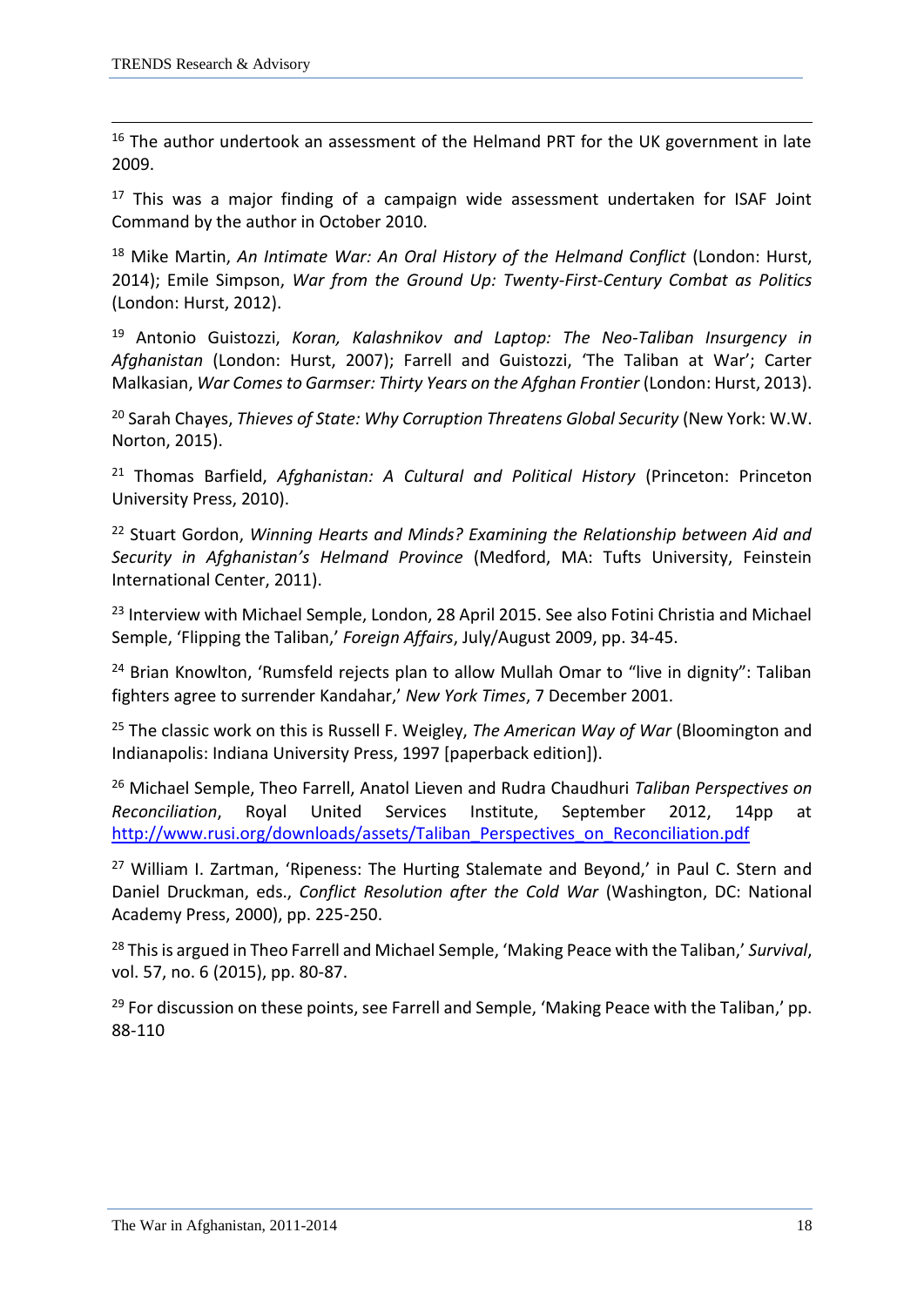[16] The author undertook an assessment of the Helmand PRT for the UK government in late 2009.

[17] This was a major finding of a campaign wide assessment undertaken for ISAF Joint Command by the author in October 2010.

[18] Mike Martin, *An Intimate War: An Oral History of the Helmand Conflict* (London: Hurst, 2014); Emile Simpson, *War from the Ground Up: Twenty-First-Century Combat as Politics* (London: Hurst, 2012).

[19] Antonio Guistozzi, *Koran, Kalashnikov and Laptop: The Neo-Taliban Insurgency in Afghanistan* (London: Hurst, 2007); Farrell and Guistozzi, 'The Taliban at War'; Carter Malkasian, *War Comes to Garmser: Thirty Years on the Afghan Frontier* (London: Hurst, 2013).

[20] Sarah Chayes, *Thieves of State: Why Corruption Threatens Global Security* (New York: W.W. Norton, 2015).

[21] Thomas Barfield, *Afghanistan: A Cultural and Political History* (Princeton: Princeton University Press, 2010).

[22] Stuart Gordon, *Winning Hearts and Minds? Examining the Relationship between Aid and Security in Afghanistan's Helmand Province* (Medford, MA: Tufts University, Feinstein International Center, 2011).

[23] Interview with Michael Semple, London, 28 April 2015. See also Fotini Christia and Michael Semple, 'Flipping the Taliban,' *Foreign Affairs*, July/August 2009, pp. 34-45.

[24] Brian Knowlton, 'Rumsfeld rejects plan to allow Mullah Omar to "live in dignity": Taliban fighters agree to surrender Kandahar,' *New York Times*, 7 December 2001.

[25] The classic work on this is Russell F. Weigley, *The American Way of War* (Bloomington and Indianapolis: Indiana University Press, 1997 [paperback edition]).

[26] Michael Semple, Theo Farrell, Anatol Lieven and Rudra Chaudhuri *Taliban Perspectives on Reconciliation*, Royal United Services Institute, September 2012, 14pp at http://www.rusi.org/downloads/assets/Taliban_Perspectives_on_Reconciliation.pdf

[27] William I. Zartman, 'Ripeness: The Hurting Stalemate and Beyond,' in Paul C. Stern and Daniel Druckman, eds., *Conflict Resolution after the Cold War* (Washington, DC: National Academy Press, 2000), pp. 225-250.

[28] This is argued in Theo Farrell and Michael Semple, 'Making Peace with the Taliban,' *Survival*, vol. 57, no. 6 (2015), pp. 80-87.

[29] For discussion on these points, see Farrell and Semple, 'Making Peace with the Taliban,' pp. 88-110